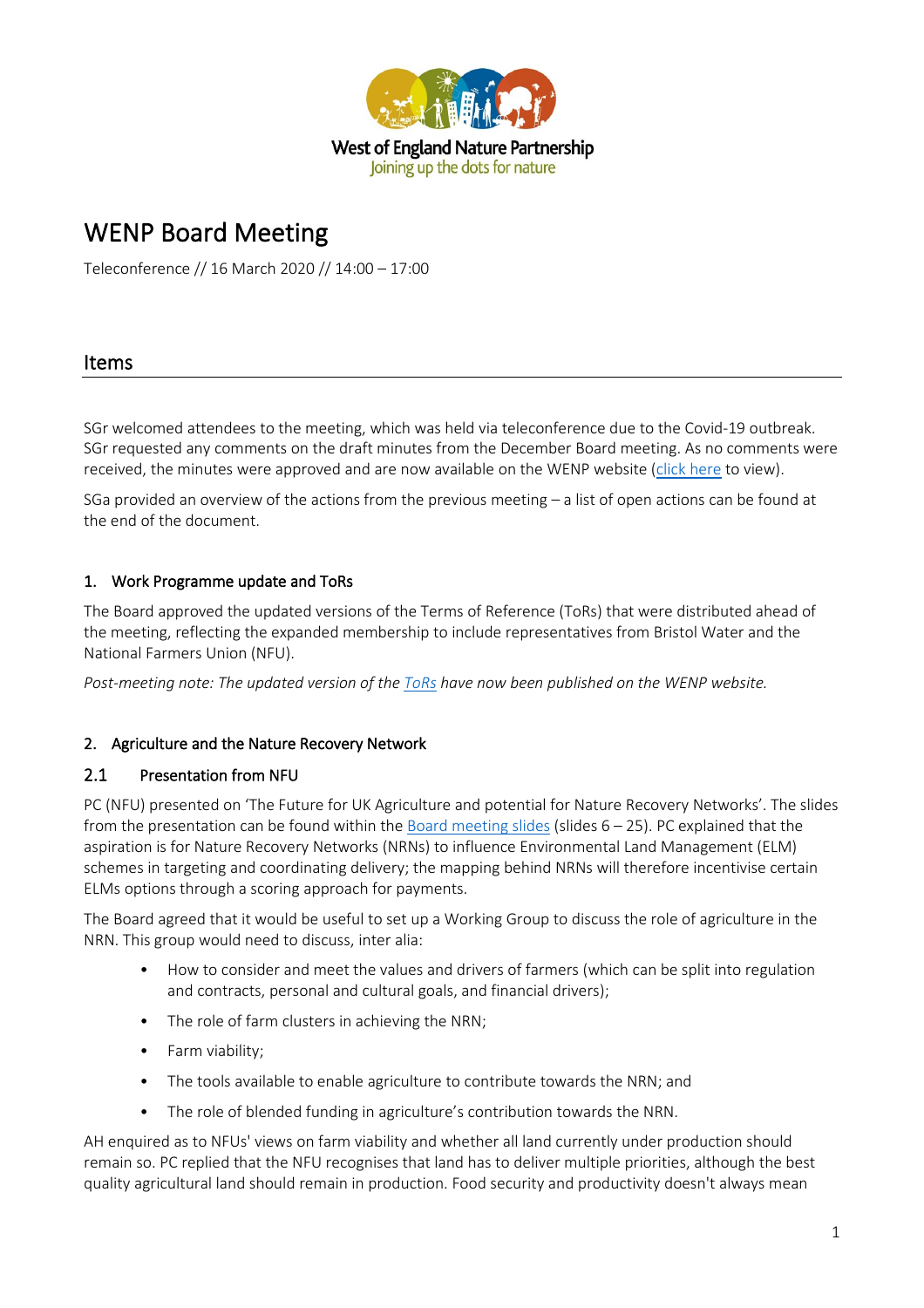West of England Nature Partnership
Joining up the dots for nature

# WENP Board Meeting

Teleconference // 16 March 2020 // 14:00 – 17:00

## Items

SGr welcomed attendees to the meeting, which was held via teleconference due to the Covid-19 outbreak. SGr requested any comments on the draft minutes from the December Board meeting. As no comments were received, the minutes were approved and are now available on the WENP website (click here to view).

SGa provided an overview of the actions from the previous meeting – a list of open actions can be found at the end of the document.

### 1. Work Programme update and ToRs

The Board approved the updated versions of the Terms of Reference (ToRs) that were distributed ahead of the meeting, reflecting the expanded membership to include representatives from Bristol Water and the National Farmers Union (NFU).

*Post-meeting note: The updated version of the ToRs have now been published on the WENP website.*

### 2. Agriculture and the Nature Recovery Network

#### 2.1 Presentation from NFU

PC (NFU) presented on 'The Future for UK Agriculture and potential for Nature Recovery Networks'. The slides from the presentation can be found within the Board meeting slides (slides 6 – 25). PC explained that the aspiration is for Nature Recovery Networks (NRNs) to influence Environmental Land Management (ELM) schemes in targeting and coordinating delivery; the mapping behind NRNs will therefore incentivise certain ELMs options through a scoring approach for payments.

The Board agreed that it would be useful to set up a Working Group to discuss the role of agriculture in the NRN. This group would need to discuss, inter alia:

- How to consider and meet the values and drivers of farmers (which can be split into regulation and contracts, personal and cultural goals, and financial drivers);
- The role of farm clusters in achieving the NRN;
- Farm viability;
- The tools available to enable agriculture to contribute towards the NRN; and
- The role of blended funding in agriculture's contribution towards the NRN.

AH enquired as to NFUs' views on farm viability and whether all land currently under production should remain so. PC replied that the NFU recognises that land has to deliver multiple priorities, although the best quality agricultural land should remain in production. Food security and productivity doesn't always mean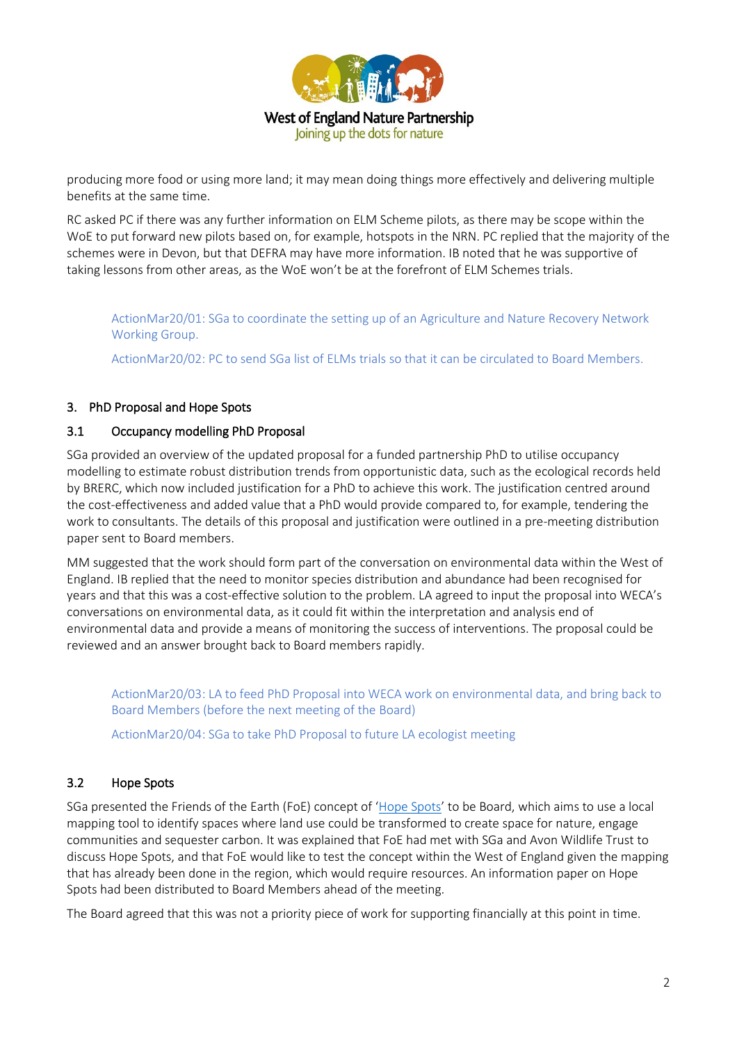producing more food or using more land; it may mean doing things more effectively and delivering multiple benefits at the same time.

RC asked PC if there was any further information on ELM Scheme pilots, as there may be scope within the WoE to put forward new pilots based on, for example, hotspots in the NRN. PC replied that the majority of the schemes were in Devon, but that DEFRA may have more information. IB noted that he was supportive of taking lessons from other areas, as the WoE won't be at the forefront of ELM Schemes trials.

> ActionMar20/01: SGa to coordinate the setting up of an Agriculture and Nature Recovery Network Working Group.
>
> ActionMar20/02: PC to send SGa list of ELMs trials so that it can be circulated to Board Members.

### 3. PhD Proposal and Hope Spots

#### 3.1 Occupancy modelling PhD Proposal

SGa provided an overview of the updated proposal for a funded partnership PhD to utilise occupancy modelling to estimate robust distribution trends from opportunistic data, such as the ecological records held by BRERC, which now included justification for a PhD to achieve this work. The justification centred around the cost-effectiveness and added value that a PhD would provide compared to, for example, tendering the work to consultants. The details of this proposal and justification were outlined in a pre-meeting distribution paper sent to Board members.

MM suggested that the work should form part of the conversation on environmental data within the West of England. IB replied that the need to monitor species distribution and abundance had been recognised for years and that this was a cost-effective solution to the problem. LA agreed to input the proposal into WECA's conversations on environmental data, as it could fit within the interpretation and analysis end of environmental data and provide a means of monitoring the success of interventions. The proposal could be reviewed and an answer brought back to Board members rapidly.

> ActionMar20/03: LA to feed PhD Proposal into WECA work on environmental data, and bring back to Board Members (before the next meeting of the Board)
>
> ActionMar20/04: SGa to take PhD Proposal to future LA ecologist meeting

#### 3.2 Hope Spots

SGa presented the Friends of the Earth (FoE) concept of 'Hope Spots' to be Board, which aims to use a local mapping tool to identify spaces where land use could be transformed to create space for nature, engage communities and sequester carbon. It was explained that FoE had met with SGa and Avon Wildlife Trust to discuss Hope Spots, and that FoE would like to test the concept within the West of England given the mapping that has already been done in the region, which would require resources. An information paper on Hope Spots had been distributed to Board Members ahead of the meeting.

The Board agreed that this was not a priority piece of work for supporting financially at this point in time.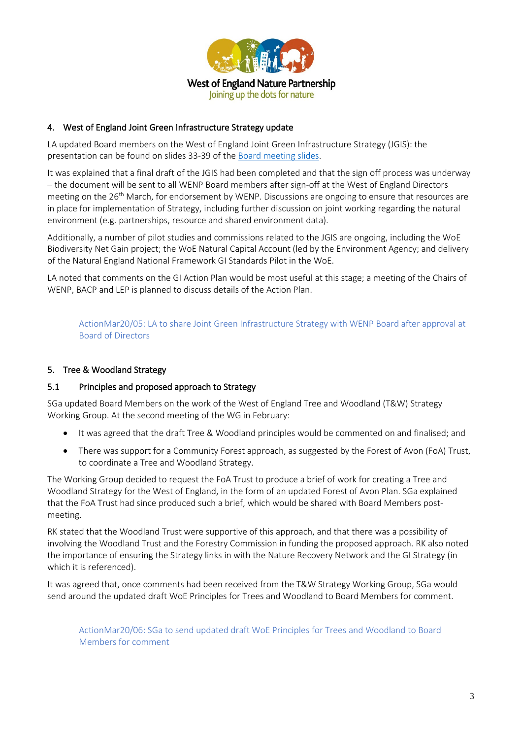## 4. West of England Joint Green Infrastructure Strategy update

LA updated Board members on the West of England Joint Green Infrastructure Strategy (JGIS): the presentation can be found on slides 33-39 of the Board meeting slides.

It was explained that a final draft of the JGIS had been completed and that the sign off process was underway – the document will be sent to all WENP Board members after sign-off at the West of England Directors meeting on the 26th March, for endorsement by WENP. Discussions are ongoing to ensure that resources are in place for implementation of Strategy, including further discussion on joint working regarding the natural environment (e.g. partnerships, resource and shared environment data).

Additionally, a number of pilot studies and commissions related to the JGIS are ongoing, including the WoE Biodiversity Net Gain project; the WoE Natural Capital Account (led by the Environment Agency; and delivery of the Natural England National Framework GI Standards Pilot in the WoE.

LA noted that comments on the GI Action Plan would be most useful at this stage; a meeting of the Chairs of WENP, BACP and LEP is planned to discuss details of the Action Plan.

> ActionMar20/05: LA to share Joint Green Infrastructure Strategy with WENP Board after approval at Board of Directors

## 5. Tree & Woodland Strategy

### 5.1 Principles and proposed approach to Strategy

SGa updated Board Members on the work of the West of England Tree and Woodland (T&W) Strategy Working Group. At the second meeting of the WG in February:

- It was agreed that the draft Tree & Woodland principles would be commented on and finalised; and
- There was support for a Community Forest approach, as suggested by the Forest of Avon (FoA) Trust, to coordinate a Tree and Woodland Strategy.

The Working Group decided to request the FoA Trust to produce a brief of work for creating a Tree and Woodland Strategy for the West of England, in the form of an updated Forest of Avon Plan. SGa explained that the FoA Trust had since produced such a brief, which would be shared with Board Members post-meeting.

RK stated that the Woodland Trust were supportive of this approach, and that there was a possibility of involving the Woodland Trust and the Forestry Commission in funding the proposed approach. RK also noted the importance of ensuring the Strategy links in with the Nature Recovery Network and the GI Strategy (in which it is referenced).

It was agreed that, once comments had been received from the T&W Strategy Working Group, SGa would send around the updated draft WoE Principles for Trees and Woodland to Board Members for comment.

> ActionMar20/06: SGa to send updated draft WoE Principles for Trees and Woodland to Board Members for comment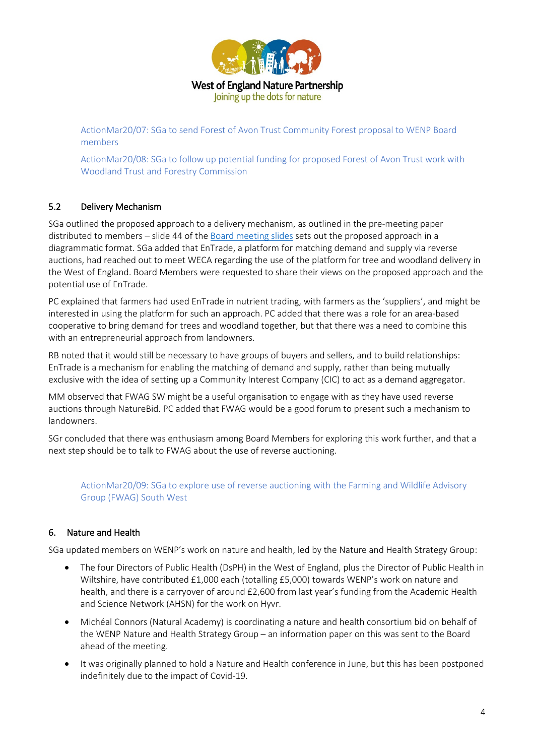ActionMar20/07: SGa to send Forest of Avon Trust Community Forest proposal to WENP Board members

ActionMar20/08: SGa to follow up potential funding for proposed Forest of Avon Trust work with Woodland Trust and Forestry Commission

### 5.2 Delivery Mechanism

SGa outlined the proposed approach to a delivery mechanism, as outlined in the pre-meeting paper distributed to members – slide 44 of the Board meeting slides sets out the proposed approach in a diagrammatic format. SGa added that EnTrade, a platform for matching demand and supply via reverse auctions, had reached out to meet WECA regarding the use of the platform for tree and woodland delivery in the West of England. Board Members were requested to share their views on the proposed approach and the potential use of EnTrade.

PC explained that farmers had used EnTrade in nutrient trading, with farmers as the 'suppliers', and might be interested in using the platform for such an approach. PC added that there was a role for an area-based cooperative to bring demand for trees and woodland together, but that there was a need to combine this with an entrepreneurial approach from landowners.

RB noted that it would still be necessary to have groups of buyers and sellers, and to build relationships: EnTrade is a mechanism for enabling the matching of demand and supply, rather than being mutually exclusive with the idea of setting up a Community Interest Company (CIC) to act as a demand aggregator.

MM observed that FWAG SW might be a useful organisation to engage with as they have used reverse auctions through NatureBid. PC added that FWAG would be a good forum to present such a mechanism to landowners.

SGr concluded that there was enthusiasm among Board Members for exploring this work further, and that a next step should be to talk to FWAG about the use of reverse auctioning.

ActionMar20/09: SGa to explore use of reverse auctioning with the Farming and Wildlife Advisory Group (FWAG) South West

## 6. Nature and Health

SGa updated members on WENP's work on nature and health, led by the Nature and Health Strategy Group:

- The four Directors of Public Health (DsPH) in the West of England, plus the Director of Public Health in Wiltshire, have contributed £1,000 each (totalling £5,000) towards WENP's work on nature and health, and there is a carryover of around £2,600 from last year's funding from the Academic Health and Science Network (AHSN) for the work on Hyvr.
- Michéal Connors (Natural Academy) is coordinating a nature and health consortium bid on behalf of the WENP Nature and Health Strategy Group – an information paper on this was sent to the Board ahead of the meeting.
- It was originally planned to hold a Nature and Health conference in June, but this has been postponed indefinitely due to the impact of Covid-19.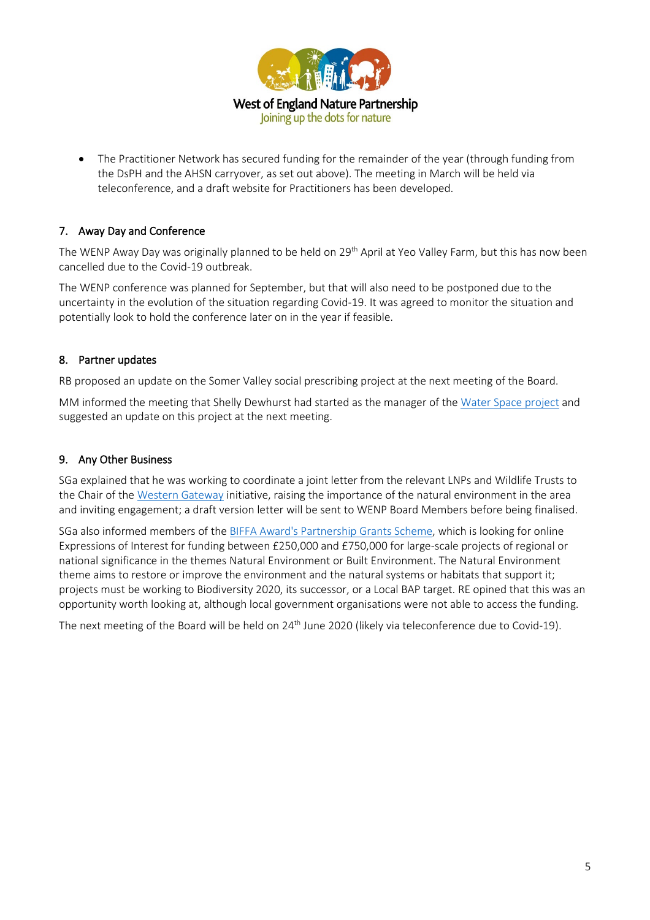- The Practitioner Network has secured funding for the remainder of the year (through funding from the DsPH and the AHSN carryover, as set out above). The meeting in March will be held via teleconference, and a draft website for Practitioners has been developed.

## 7. Away Day and Conference

The WENP Away Day was originally planned to be held on 29th April at Yeo Valley Farm, but this has now been cancelled due to the Covid-19 outbreak.

The WENP conference was planned for September, but that will also need to be postponed due to the uncertainty in the evolution of the situation regarding Covid-19. It was agreed to monitor the situation and potentially look to hold the conference later on in the year if feasible.

## 8. Partner updates

RB proposed an update on the Somer Valley social prescribing project at the next meeting of the Board.

MM informed the meeting that Shelly Dewhurst had started as the manager of the Water Space project and suggested an update on this project at the next meeting.

## 9. Any Other Business

SGa explained that he was working to coordinate a joint letter from the relevant LNPs and Wildlife Trusts to the Chair of the Western Gateway initiative, raising the importance of the natural environment in the area and inviting engagement; a draft version letter will be sent to WENP Board Members before being finalised.

SGa also informed members of the BIFFA Award's Partnership Grants Scheme, which is looking for online Expressions of Interest for funding between £250,000 and £750,000 for large-scale projects of regional or national significance in the themes Natural Environment or Built Environment. The Natural Environment theme aims to restore or improve the environment and the natural systems or habitats that support it; projects must be working to Biodiversity 2020, its successor, or a Local BAP target. RE opined that this was an opportunity worth looking at, although local government organisations were not able to access the funding.

The next meeting of the Board will be held on 24th June 2020 (likely via teleconference due to Covid-19).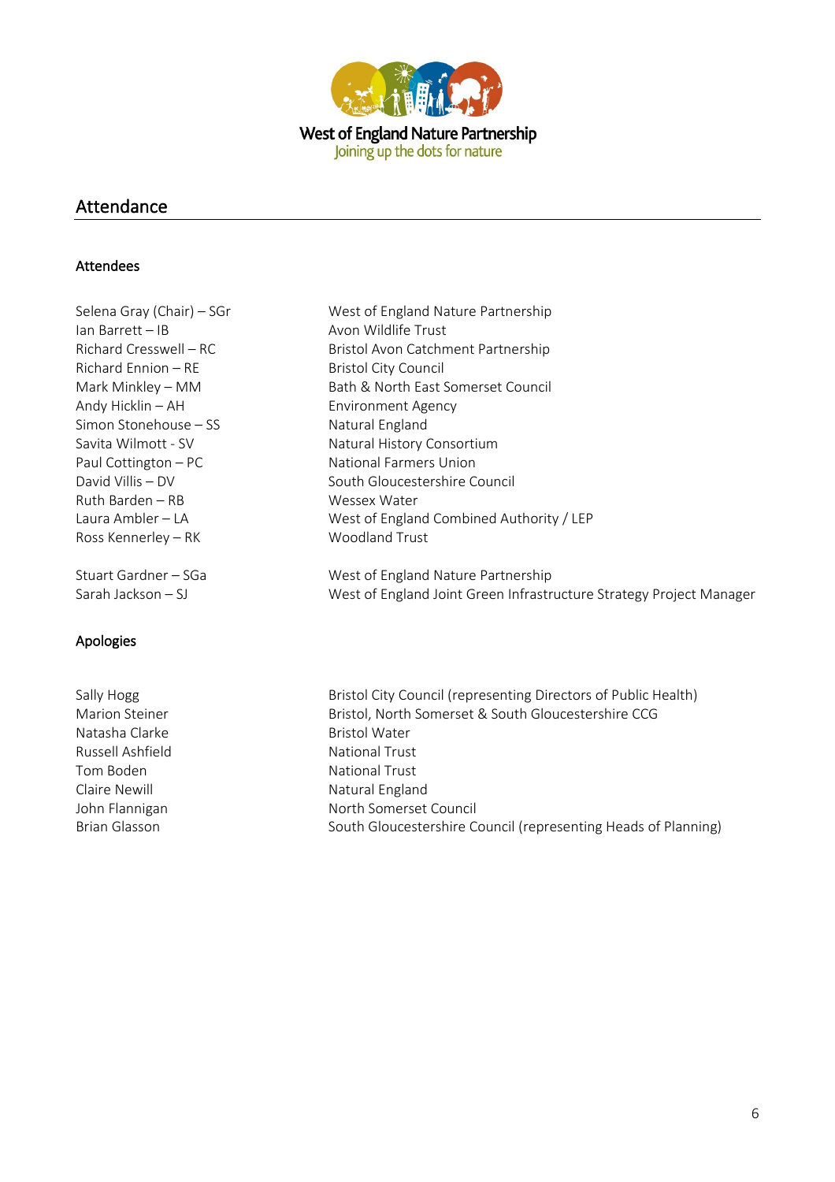West of England Nature Partnership
Joining up the dots for nature

## Attendance

### Attendees

| | |
|---|---|
| Selena Gray (Chair) – SGr | West of England Nature Partnership |
| Ian Barrett – IB | Avon Wildlife Trust |
| Richard Cresswell – RC | Bristol Avon Catchment Partnership |
| Richard Ennion – RE | Bristol City Council |
| Mark Minkley – MM | Bath & North East Somerset Council |
| Andy Hicklin – AH | Environment Agency |
| Simon Stonehouse – SS | Natural England |
| Savita Wilmott - SV | Natural History Consortium |
| Paul Cottington – PC | National Farmers Union |
| David Villis – DV | South Gloucestershire Council |
| Ruth Barden – RB | Wessex Water |
| Laura Ambler – LA | West of England Combined Authority / LEP |
| Ross Kennerley – RK | Woodland Trust |
| Stuart Gardner – SGa | West of England Nature Partnership |
| Sarah Jackson – SJ | West of England Joint Green Infrastructure Strategy Project Manager |

### Apologies

| | |
|---|---|
| Sally Hogg | Bristol City Council (representing Directors of Public Health) |
| Marion Steiner | Bristol, North Somerset & South Gloucestershire CCG |
| Natasha Clarke | Bristol Water |
| Russell Ashfield | National Trust |
| Tom Boden | National Trust |
| Claire Newill | Natural England |
| John Flannigan | North Somerset Council |
| Brian Glasson | South Gloucestershire Council (representing Heads of Planning) |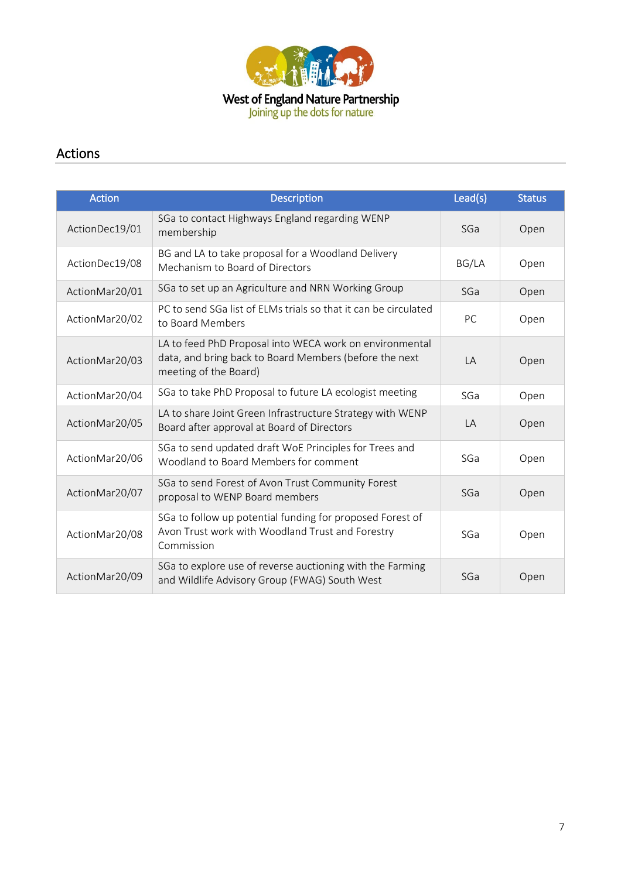West of England Nature Partnership
Joining up the dots for nature

## Actions

| Action | Description | Lead(s) | Status |
|---|---|---|---|
| ActionDec19/01 | SGa to contact Highways England regarding WENP membership | SGa | Open |
| ActionDec19/08 | BG and LA to take proposal for a Woodland Delivery Mechanism to Board of Directors | BG/LA | Open |
| ActionMar20/01 | SGa to set up an Agriculture and NRN Working Group | SGa | Open |
| ActionMar20/02 | PC to send SGa list of ELMs trials so that it can be circulated to Board Members | PC | Open |
| ActionMar20/03 | LA to feed PhD Proposal into WECA work on environmental data, and bring back to Board Members (before the next meeting of the Board) | LA | Open |
| ActionMar20/04 | SGa to take PhD Proposal to future LA ecologist meeting | SGa | Open |
| ActionMar20/05 | LA to share Joint Green Infrastructure Strategy with WENP Board after approval at Board of Directors | LA | Open |
| ActionMar20/06 | SGa to send updated draft WoE Principles for Trees and Woodland to Board Members for comment | SGa | Open |
| ActionMar20/07 | SGa to send Forest of Avon Trust Community Forest proposal to WENP Board members | SGa | Open |
| ActionMar20/08 | SGa to follow up potential funding for proposed Forest of Avon Trust work with Woodland Trust and Forestry Commission | SGa | Open |
| ActionMar20/09 | SGa to explore use of reverse auctioning with the Farming and Wildlife Advisory Group (FWAG) South West | SGa | Open |